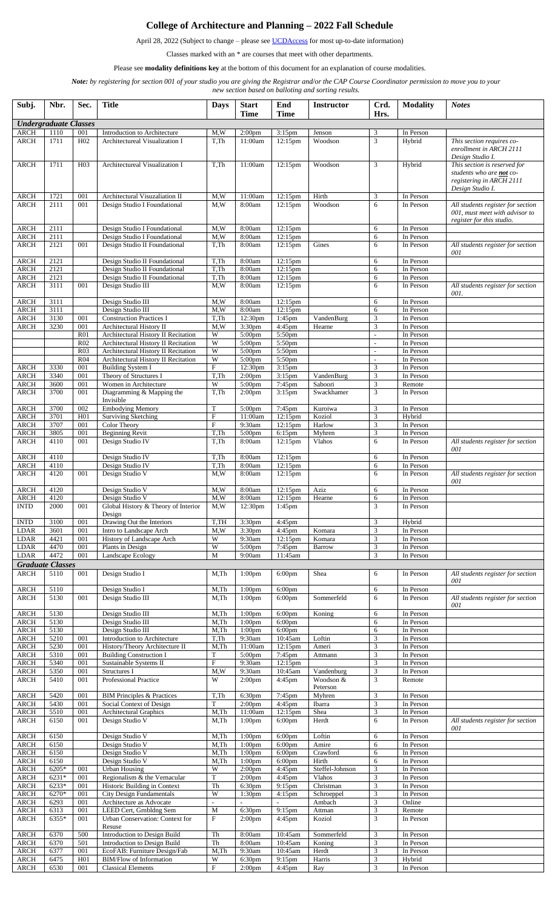# College of Architecture and Planning – 2022 Fall Schedule

April 28, 2022 (Subject to change – please see UCDAccess for most up-to-date information)

Classes marked with an * are courses that meet with other departments.

Please see **modality definitions key** at the bottom of this document for an explanation of course modalities.

***Note:*** *by registering for section 001 of your studio you are giving the Registrar and/or the CAP Course Coordinator permission to move you to your new section based on balloting and sorting results.*

| Subj. | Nbr. | Sec. | Title | Days | Start Time | End Time | Instructor | Crd. Hrs. | Modality | Notes |
|---|---|---|---|---|---|---|---|---|---|---|
| ***Undergraduate Classes*** | | | | | | | | | | |
| ARCH | 1110 | 001 | Introduction to Architecture | M,W | 2:00pm | 3:15pm | Jenson | 3 | In Person | |
| ARCH | 1711 | H02 | Architectureal Visualization I | T,Th | 11:00am | 12:15pm | Woodson | 3 | Hybrid | *This section requires co-enrollment in ARCH 2111 Design Studio I.* |
| ARCH | 1711 | H03 | Architectureal Visualization I | T,Th | 11:00am | 12:15pm | Woodson | 3 | Hybrid | *This section is reserved for students who are **not** co-registering in ARCH 2111 Design Studio I.* |
| ARCH | 1721 | 001 | Architectural Visuzaliation II | M,W | 11:00am | 12:15pm | Hirth | 3 | In Person | |
| ARCH | 2111 | 001 | Design Studio I Foundational | M,W | 8:00am | 12:15pm | Woodson | 6 | In Person | *All students register for section 001, must meet with advisor to register for this studio.* |
| ARCH | 2111 | | Design Studio I Foundational | M,W | 8:00am | 12:15pm | | 6 | In Person | |
| ARCH | 2111 | | Design Studio I Foundational | M,W | 8:00am | 12:15pm | | 6 | In Person | |
| ARCH | 2121 | 001 | Design Studio II Foundational | T,Th | 8:00am | 12:15pm | Gines | 6 | In Person | *All students register for section 001* |
| ARCH | 2121 | | Design Studio II Foundational | T,Th | 8:00am | 12:15pm | | 6 | In Person | |
| ARCH | 2121 | | Design Studio II Foundational | T,Th | 8:00am | 12:15pm | | 6 | In Person | |
| ARCH | 2121 | | Design Studio II Foundational | T,Th | 8:00am | 12:15pm | | 6 | In Person | |
| ARCH | 3111 | 001 | Design Studio III | M,W | 8:00am | 12:15pm | | 6 | In Person | *All students register for section 001.* |
| ARCH | 3111 | | Design Studio III | M,W | 8:00am | 12:15pm | | 6 | In Person | |
| ARCH | 3111 | | Design Studio III | M,W | 8:00am | 12:15pm | | 6 | In Person | |
| ARCH | 3130 | 001 | Construction Practices I | T,Th | 12:30pm | 1:45pm | VandenBurg | 3 | In Person | |
| ARCH | 3230 | 001 | Architectural History II | M,W | 3:30pm | 4:45pm | Hearne | 3 | In Person | |
| | | R01 | Architectural History II Recitation | W | 5:00pm | 5:50pm | | - | In Person | |
| | | R02 | Architectural History II Recitation | W | 5:00pm | 5:50pm | | - | In Person | |
| | | R03 | Architectural History II Recitation | W | 5:00pm | 5:50pm | | - | In Person | |
| | | R04 | Architectural History II Recitation | W | 5:00pm | 5:50pm | | - | In Person | |
| ARCH | 3330 | 001 | Building System I | F | 12:30pm | 3:15pm | | 3 | In Person | |
| ARCH | 3340 | 001 | Theory of Structures I | T,Th | 2:00pm | 3:15pm | VandenBurg | 3 | In Person | |
| ARCH | 3600 | 001 | Women in Architecture | W | 5:00pm | 7:45pm | Saboori | 3 | Remote | |
| ARCH | 3700 | 001 | Diagramming & Mapping the Invisible | T,Th | 2:00pm | 3:15pm | Swackhamer | 3 | In Person | |
| ARCH | 3700 | 002 | Embodying Memory | T | 5:00pm | 7:45pm | Kuroiwa | 3 | In Person | |
| ARCH | 3701 | H01 | Surviving Sketching | F | 11:00am | 12:15pm | Koziol | 3 | Hybrid | |
| ARCH | 3707 | 001 | Color Theory | F | 9:30am | 12:15pm | Harlow | 3 | In Person | |
| ARCH | 3805 | 001 | Beginning Revit | T,Th | 5:00pm | 6:15pm | Myhren | 3 | In Person | |
| ARCH | 4110 | 001 | Design Studio IV | T,Th | 8:00am | 12:15pm | Vlahos | 6 | In Person | *All students register for section 001* |
| ARCH | 4110 | | Design Studio IV | T,Th | 8:00am | 12:15pm | | 6 | In Person | |
| ARCH | 4110 | | Design Studio IV | T,Th | 8:00am | 12:15pm | | 6 | In Person | |
| ARCH | 4120 | 001 | Design Studio V | M,W | 8:00am | 12:15pm | | 6 | In Person | *All students register for section 001* |
| ARCH | 4120 | | Design Studio V | M,W | 8:00am | 12:15pm | Aziz | 6 | In Person | |
| ARCH | 4120 | | Design Studio V | M,W | 8:00am | 12:15pm | Hearne | 6 | In Person | |
| INTD | 2000 | 001 | Global History & Theory of Interior Design | M,W | 12:30pm | 1:45pm | | 3 | In Person | |
| INTD | 3100 | 001 | Drawing Out the Interiors | T,TH | 3:30pm | 4:45pm | | 3 | Hybrid | |
| LDAR | 3601 | 001 | Intro to Landscape Arch | M,W | 3:30pm | 4:45pm | Komara | 3 | In Person | |
| LDAR | 4421 | 001 | History of Landscape Arch | W | 9:30am | 12:15pm | Komara | 3 | In Person | |
| LDAR | 4470 | 001 | Plants in Design | W | 5:00pm | 7:45pm | Barrow | 3 | In Person | |
| LDAR | 4472 | 001 | Landscape Ecology | M | 9:00am | 11:45am | | 3 | In Person | |
| ***Graduate Classes*** | | | | | | | | | | |
| ARCH | 5110 | 001 | Design Studio I | M,Th | 1:00pm | 6:00pm | Shea | 6 | In Person | *All students register for section 001* |
| ARCH | 5110 | | Design Studio I | M,Th | 1:00pm | 6:00pm | | 6 | In Person | |
| ARCH | 5130 | 001 | Design Studio III | M,Th | 1:00pm | 6:00pm | Sommerfeld | 6 | In Person | *All students register for section 001* |
| ARCH | 5130 | | Design Studio III | M,Th | 1:00pm | 6:00pm | Koning | 6 | In Person | |
| ARCH | 5130 | | Design Studio III | M,Th | 1:00pm | 6:00pm | | 6 | In Person | |
| ARCH | 5130 | | Design Studio III | M,Th | 1:00pm | 6:00pm | | 6 | In Person | |
| ARCH | 5210 | 001 | Introduction to Architecture | T,Th | 9:30am | 10:45am | Loftin | 3 | In Person | |
| ARCH | 5230 | 001 | History/Theory Architecture II | M,Th | 11:00am | 12:15pm | Ameri | 3 | In Person | |
| ARCH | 5310 | 001 | Building Construction I | T | 5:00pm | 7:45pm | Attmann | 3 | In Person | |
| ARCH | 5340 | 001 | Sustainable Systems II | F | 9:30am | 12:15pm | | 3 | In Person | |
| ARCH | 5350 | 001 | Structures I | M,W | 9:30am | 10:45am | Vandenburg | 3 | In Person | |
| ARCH | 5410 | 001 | Professional Practice | W | 2:00pm | 4:45pm | Woodson & Peterson | 3 | Remote | |
| ARCH | 5420 | 001 | BIM Principles & Practices | T,Th | 6:30pm | 7:45pm | Myhren | 3 | In Person | |
| ARCH | 5430 | 001 | Social Context of Design | T | 2:00pm | 4:45pm | Ibarra | 3 | In Person | |
| ARCH | 5510 | 001 | Architectural Graphics | M,Th | 11:00am | 12:15pm | Shea | 3 | In Person | |
| ARCH | 6150 | 001 | Design Studio V | M,Th | 1:00pm | 6:00pm | Herdt | 6 | In Person | *All students register for section 001* |
| ARCH | 6150 | | Design Studio V | M,Th | 1:00pm | 6:00pm | Loftin | 6 | In Person | |
| ARCH | 6150 | | Design Studio V | M,Th | 1:00pm | 6:00pm | Amire | 6 | In Person | |
| ARCH | 6150 | | Design Studio V | M,Th | 1:00pm | 6:00pm | Crawford | 6 | In Person | |
| ARCH | 6150 | | Design Studio V | M,Th | 1:00pm | 6:00pm | Hirth | 6 | In Person | |
| ARCH | 6205* | 001 | Urban Housing | W | 2:00pm | 4:45pm | Steffel-Johnson | 3 | In Person | |
| ARCH | 6231* | 001 | Regionalism & the Vernacular | T | 2:00pm | 4:45pm | Vlahos | 3 | In Person | |
| ARCH | 6233* | 001 | Historic Building in Context | Th | 6:30pm | 9:15pm | Christman | 3 | In Person | |
| ARCH | 6270* | 001 | City Design Fundamentals | W | 1:30pm | 4:15pm | Schroeppel | 3 | In Person | |
| ARCH | 6293 | 001 | Architecture as Advocate | - | - | - | Ambach | 3 | Online | |
| ARCH | 6313 | 001 | LEED Cert, Grnbldng Sem | M | 6:30pm | 9:15pm | Attman | 3 | Remote | |
| ARCH | 6355* | 001 | Urban Conservation: Context for Resuse | F | 2:00pm | 4:45pm | Koziol | 3 | In Person | |
| ARCH | 6370 | 500 | Introduction to Design Build | Th | 8:00am | 10:45am | Sommerfeld | 3 | In Person | |
| ARCH | 6370 | 501 | Introduction to Design Build | Th | 8:00am | 10:45am | Koning | 3 | In Person | |
| ARCH | 6377 | 001 | EcoFAB: Furniture Design/Fab | M,Th | 9:30am | 10:45am | Herdt | 3 | In Person | |
| ARCH | 6475 | H01 | BIM/Flow of Information | W | 6:30pm | 9:15pm | Harris | 3 | Hybrid | |
| ARCH | 6530 | 001 | Classical Elements | F | 2:00pm | 4:45pm | Ray | 3 | In Person | |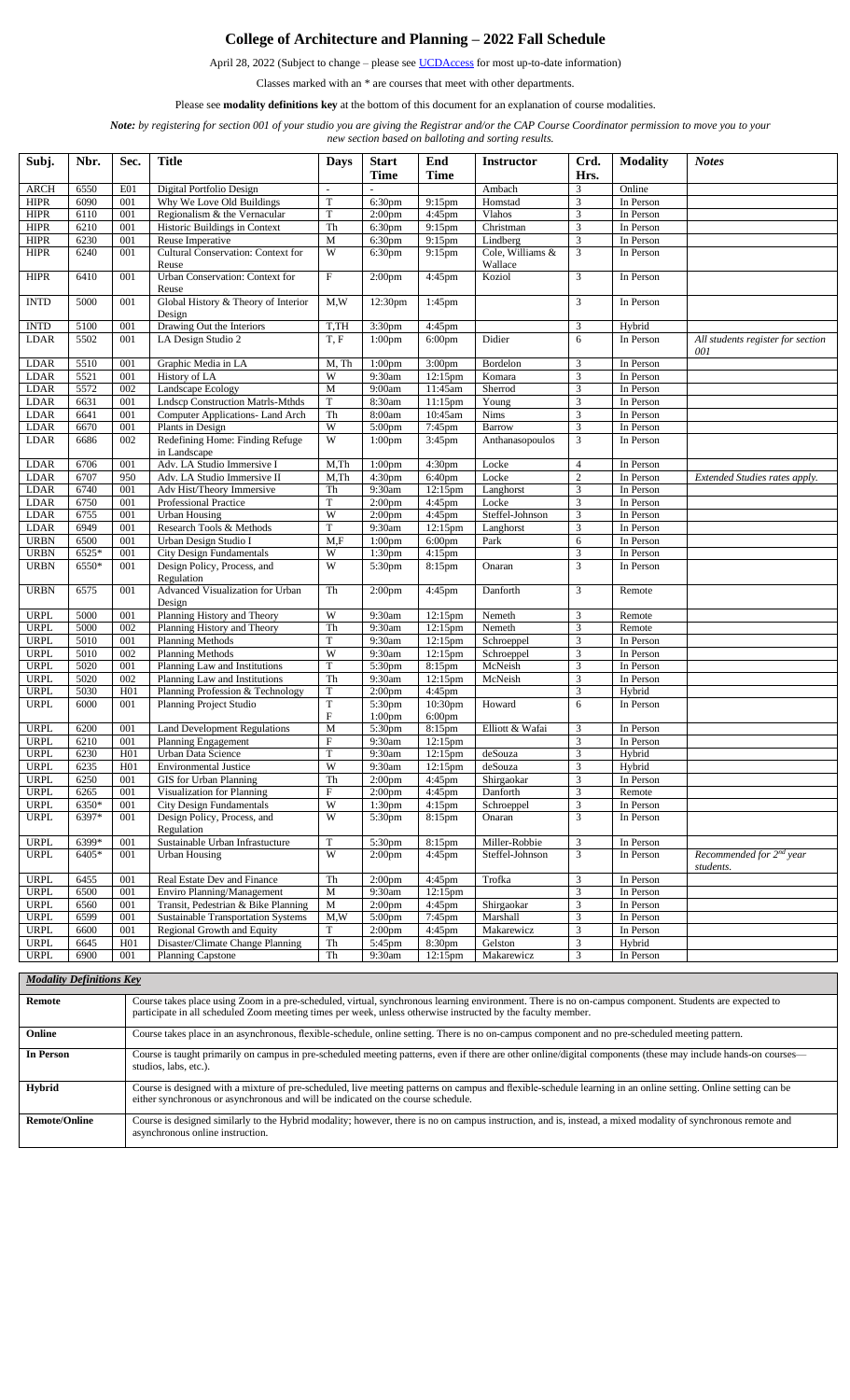# College of Architecture and Planning – 2022 Fall Schedule

April 28, 2022 (Subject to change – please see UCDAccess for most up-to-date information)

Classes marked with an * are courses that meet with other departments.

Please see **modality definitions key** at the bottom of this document for an explanation of course modalities.

***Note:** by registering for section 001 of your studio you are giving the Registrar and/or the CAP Course Coordinator permission to move you to your new section based on balancing and sorting results.*

| Subj. | Nbr. | Sec. | Title | Days | Start Time | End Time | Instructor | Crd. Hrs. | Modality | *Notes* |
|---|---|---|---|---|---|---|---|---|---|---|
| ARCH | 6550 | E01 | Digital Portfolio Design | - | - | | Ambach | 3 | Online | |
| HIPR | 6090 | 001 | Why We Love Old Buildings | T | 6:30pm | 9:15pm | Homstad | 3 | In Person | |
| HIPR | 6110 | 001 | Regionalism & the Vernacular | T | 2:00pm | 4:45pm | Vlahos | 3 | In Person | |
| HIPR | 6210 | 001 | Historic Buildings in Context | Th | 6:30pm | 9:15pm | Christman | 3 | In Person | |
| HIPR | 6230 | 001 | Reuse Imperative | M | 6:30pm | 9:15pm | Lindberg | 3 | In Person | |
| HIPR | 6240 | 001 | Cultural Conservation: Context for Reuse | W | 6:30pm | 9:15pm | Cole, Williams & Wallace | 3 | In Person | |
| HIPR | 6410 | 001 | Urban Conservation: Context for Reuse | F | 2:00pm | 4:45pm | Koziol | 3 | In Person | |
| INTD | 5000 | 001 | Global History & Theory of Interior Design | M,W | 12:30pm | 1:45pm | | 3 | In Person | |
| INTD | 5100 | 001 | Drawing Out the Interiors | T,TH | 3:30pm | 4:45pm | | 3 | Hybrid | |
| LDAR | 5502 | 001 | LA Design Studio 2 | T, F | 1:00pm | 6:00pm | Didier | 6 | In Person | *All students register for section 001* |
| LDAR | 5510 | 001 | Graphic Media in LA | M, Th | 1:00pm | 3:00pm | Bordelon | 3 | In Person | |
| LDAR | 5521 | 001 | History of LA | W | 9:30am | 12:15pm | Komara | 3 | In Person | |
| LDAR | 5572 | 002 | Landscape Ecology | M | 9:00am | 11:45am | Sherrod | 3 | In Person | |
| LDAR | 6631 | 001 | Lndscp Construction Matrls-Mthds | T | 8:30am | 11:15pm | Young | 3 | In Person | |
| LDAR | 6641 | 001 | Computer Applications- Land Arch | Th | 8:00am | 10:45am | Nims | 3 | In Person | |
| LDAR | 6670 | 001 | Plants in Design | W | 5:00pm | 7:45pm | Barrow | 3 | In Person | |
| LDAR | 6686 | 002 | Redefining Home: Finding Refuge in Landscape | W | 1:00pm | 3:45pm | Anthanasopoulos | 3 | In Person | |
| LDAR | 6706 | 001 | Adv. LA Studio Immersive I | M,Th | 1:00pm | 4:30pm | Locke | 4 | In Person | |
| LDAR | 6707 | 950 | Adv. LA Studio Immersive II | M,Th | 4:30pm | 6:40pm | Locke | 2 | In Person | *Extended Studies rates apply.* |
| LDAR | 6740 | 001 | Adv Hist/Theory Immersive | Th | 9:30am | 12:15pm | Langhorst | 3 | In Person | |
| LDAR | 6750 | 001 | Professional Practice | T | 2:00pm | 4:45pm | Locke | 3 | In Person | |
| LDAR | 6755 | 001 | Urban Housing | W | 2:00pm | 4:45pm | Steffel-Johnson | 3 | In Person | |
| LDAR | 6949 | 001 | Research Tools & Methods | T | 9:30am | 12:15pm | Langhorst | 3 | In Person | |
| URBN | 6500 | 001 | Urban Design Studio I | M,F | 1:00pm | 6:00pm | Park | 6 | In Person | |
| URBN | 6525* | 001 | City Design Fundamentals | W | 1:30pm | 4:15pm | | 3 | In Person | |
| URBN | 6550* | 001 | Design Policy, Process, and Regulation | W | 5:30pm | 8:15pm | Onaran | 3 | In Person | |
| URBN | 6575 | 001 | Advanced Visualization for Urban Design | Th | 2:00pm | 4:45pm | Danforth | 3 | Remote | |
| URPL | 5000 | 001 | Planning History and Theory | W | 9:30am | 12:15pm | Nemeth | 3 | Remote | |
| URPL | 5000 | 002 | Planning History and Theory | Th | 9:30am | 12:15pm | Nemeth | 3 | Remote | |
| URPL | 5010 | 001 | Planning Methods | T | 9:30am | 12:15pm | Schroeppel | 3 | In Person | |
| URPL | 5010 | 002 | Planning Methods | W | 9:30am | 12:15pm | Schroeppel | 3 | In Person | |
| URPL | 5020 | 001 | Planning Law and Institutions | T | 5:30pm | 8:15pm | McNeish | 3 | In Person | |
| URPL | 5020 | 002 | Planning Law and Institutions | Th | 9:30am | 12:15pm | McNeish | 3 | In Person | |
| URPL | 5030 | H01 | Planning Profession & Technology | T | 2:00pm | 4:45pm | | 3 | Hybrid | |
| URPL | 6000 | 001 | Planning Project Studio | T<br>F | 5:30pm<br>1:00pm | 10:30pm<br>6:00pm | Howard | 6 | In Person | |
| URPL | 6200 | 001 | Land Development Regulations | M | 5:30pm | 8:15pm | Elliott & Wafai | 3 | In Person | |
| URPL | 6210 | 001 | Planning Engagement | F | 9:30am | 12:15pm | | 3 | In Person | |
| URPL | 6230 | H01 | Urban Data Science | T | 9:30am | 12:15pm | deSouza | 3 | Hybrid | |
| URPL | 6235 | H01 | Environmental Justice | W | 9:30am | 12:15pm | deSouza | 3 | Hybrid | |
| URPL | 6250 | 001 | GIS for Urban Planning | Th | 2:00pm | 4:45pm | Shirgaokar | 3 | In Person | |
| URPL | 6265 | 001 | Visualization for Planning | F | 2:00pm | 4:45pm | Danforth | 3 | Remote | |
| URPL | 6350* | 001 | City Design Fundamentals | W | 1:30pm | 4:15pm | Schroeppel | 3 | In Person | |
| URPL | 6397* | 001 | Design Policy, Process, and Regulation | W | 5:30pm | 8:15pm | Onaran | 3 | In Person | |
| URPL | 6399* | 001 | Sustainable Urban Infrastucture | T | 5:30pm | 8:15pm | Miller-Robbie | 3 | In Person | |
| URPL | 6405* | 001 | Urban Housing | W | 2:00pm | 4:45pm | Steffel-Johnson | 3 | In Person | *Recommended for 2nd year students.* |
| URPL | 6455 | 001 | Real Estate Dev and Finance | Th | 2:00pm | 4:45pm | Trofka | 3 | In Person | |
| URPL | 6500 | 001 | Enviro Planning/Management | M | 9:30am | 12:15pm | | 3 | In Person | |
| URPL | 6560 | 001 | Transit, Pedestrian & Bike Planning | M | 2:00pm | 4:45pm | Shirgaokar | 3 | In Person | |
| URPL | 6599 | 001 | Sustainable Transportation Systems | M,W | 5:00pm | 7:45pm | Marshall | 3 | In Person | |
| URPL | 6600 | 001 | Regional Growth and Equity | T | 2:00pm | 4:45pm | Makarewicz | 3 | In Person | |
| URPL | 6645 | H01 | Disaster/Climate Change Planning | Th | 5:45pm | 8:30pm | Gelston | 3 | Hybrid | |
| URPL | 6900 | 001 | Planning Capstone | Th | 9:30am | 12:15pm | Makarewicz | 3 | In Person | |

| ***Modality Definitions Key*** | |
|---|---|
| **Remote** | Course takes place using Zoom in a pre-scheduled, virtual, synchronous learning environment. There is no on-campus component. Students are expected to participate in all scheduled Zoom meeting times per week, unless otherwise instructed by the faculty member. |
| **Online** | Course takes place in an asynchronous, flexible-schedule, online setting. There is no on-campus component and no pre-scheduled meeting pattern. |
| **In Person** | Course is taught primarily on campus in pre-scheduled meeting patterns, even if there are other online/digital components (these may include hands-on courses—studios, labs, etc.). |
| **Hybrid** | Course is designed with a mixture of pre-scheduled, live meeting patterns on campus and flexible-schedule learning in an online setting. Online setting can be either synchronous or asynchronous and will be indicated on the course schedule. |
| **Remote/Online** | Course is designed similarly to the Hybrid modality; however, there is no campus instruction, and is, instead, a mixed modality of synchronous remote and asynchronous online instruction. |